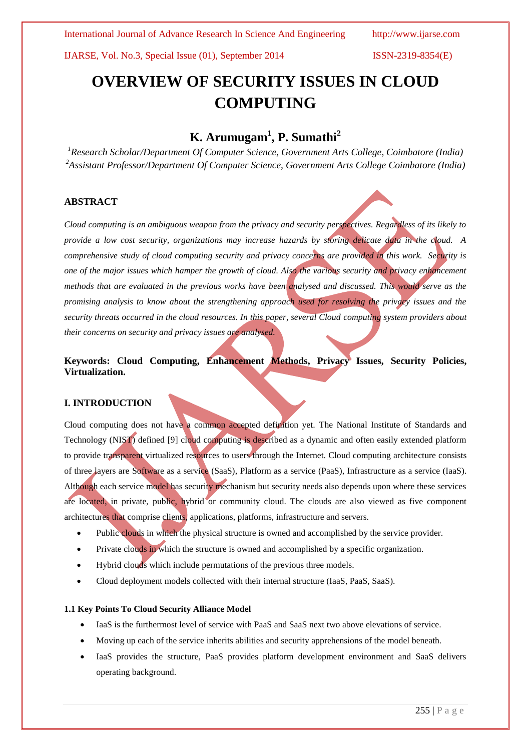# OVERVIEW OF SECURITY ISSUES IN CLOUD COMPUTING

## K. Arumugam[1], P. Sumathi[2]

*[1]Research Scholar/Department Of Computer Science, Government Arts College, Coimbatore (India)*
*[2]Assistant Professor/Department Of Computer Science, Government Arts College Coimbatore (India)*

### ABSTRACT

*Cloud computing is an ambiguous weapon from the privacy and security perspectives. Regardless of its likely to provide a low cost security, organizations may increase hazards by storing delicate data in the cloud. A comprehensive study of cloud computing security and privacy concerns are provided in this work. Security is one of the major issues which hamper the growth of cloud. Also the various security and privacy enhancement methods that are evaluated in the previous works have been analysed and discussed. This would serve as the promising analysis to know about the strengthening approach used for resolving the privacy issues and the security threats occurred in the cloud resources. In this paper, several Cloud computing system providers about their concerns on security and privacy issues are analysed.*

**Keywords: Cloud Computing, Enhancement Methods, Privacy Issues, Security Policies, Virtualization.**

### I. INTRODUCTION

Cloud computing does not have a common accepted definition yet. The National Institute of Standards and Technology (NIST) defined [9] cloud computing is described as a dynamic and often easily extended platform to provide transparent virtualized resources to users through the Internet. Cloud computing architecture consists of three layers are Software as a service (SaaS), Platform as a service (PaaS), Infrastructure as a service (IaaS). Although each service model has security mechanism but security needs also depends upon where these services are located, in private, public, hybrid or community cloud. The clouds are also viewed as five component architectures that comprise clients, applications, platforms, infrastructure and servers.

- Public clouds in which the physical structure is owned and accomplished by the service provider.
- Private clouds in which the structure is owned and accomplished by a specific organization.
- Hybrid clouds which include permutations of the previous three models.
- Cloud deployment models collected with their internal structure (IaaS, PaaS, SaaS).

#### 1.1 Key Points To Cloud Security Alliance Model

- IaaS is the furthermost level of service with PaaS and SaaS next two above elevations of service.
- Moving up each of the service inherits abilities and security apprehensions of the model beneath.
- IaaS provides the structure, PaaS provides platform development environment and SaaS delivers operating background.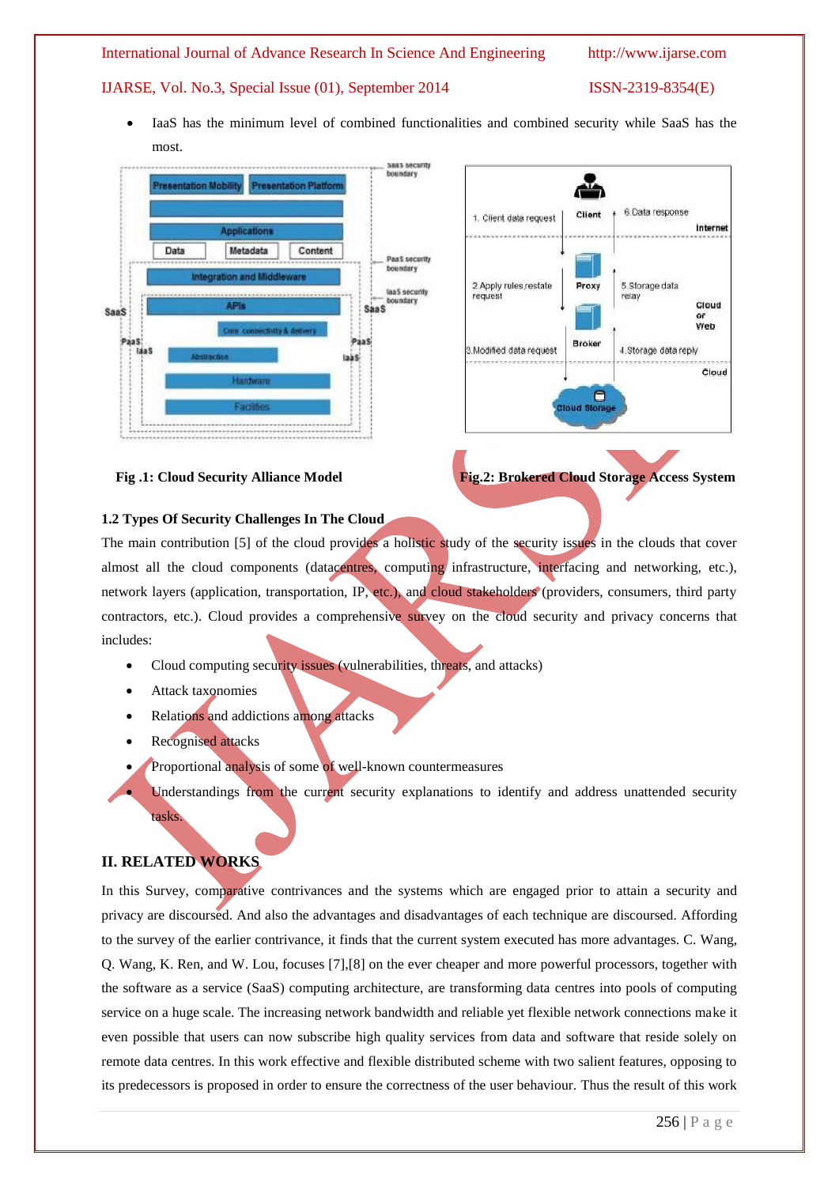- IaaS has the minimum level of combined functionalities and combined security while SaaS has the most.

Fig .1: Cloud Security Alliance Model

Fig.2: Brokered Cloud Storage Access System

**1.2 Types Of Security Challenges In The Cloud**

The main contribution [5] of the cloud provides a holistic study of the security issues in the clouds that cover almost all the cloud components (datacentres, computing infrastructure, interfacing and networking, etc.), network layers (application, transportation, IP, etc.), and cloud stakeholders (providers, consumers, third party contractors, etc.). Cloud provides a comprehensive survey on the cloud security and privacy concerns that includes:

- Cloud computing security issues (vulnerabilities, threats, and attacks)
- Attack taxonomies
- Relations and addictions among attacks
- Recognised attacks
- Proportional analysis of some of well-known countermeasures
- Understandings from the current security explanations to identify and address unattended security tasks.

## II. RELATED WORKS

In this Survey, comparative contrivances and the systems which are engaged prior to attain a security and privacy are discoursed. And also the advantages and disadvantages of each technique are discoursed. Affording to the survey of the earlier contrivance, it finds that the current system executed has more advantages. C. Wang, Q. Wang, K. Ren, and W. Lou, focuses [7],[8] on the ever cheaper and more powerful processors, together with the software as a service (SaaS) computing architecture, are transforming data centres into pools of computing service on a huge scale. The increasing network bandwidth and reliable yet flexible network connections make it even possible that users can now subscribe high quality services from data and software that reside solely on remote data centres. In this work effective and flexible distributed scheme with two salient features, opposing to its predecessors is proposed in order to ensure the correctness of the user behaviour. Thus the result of this work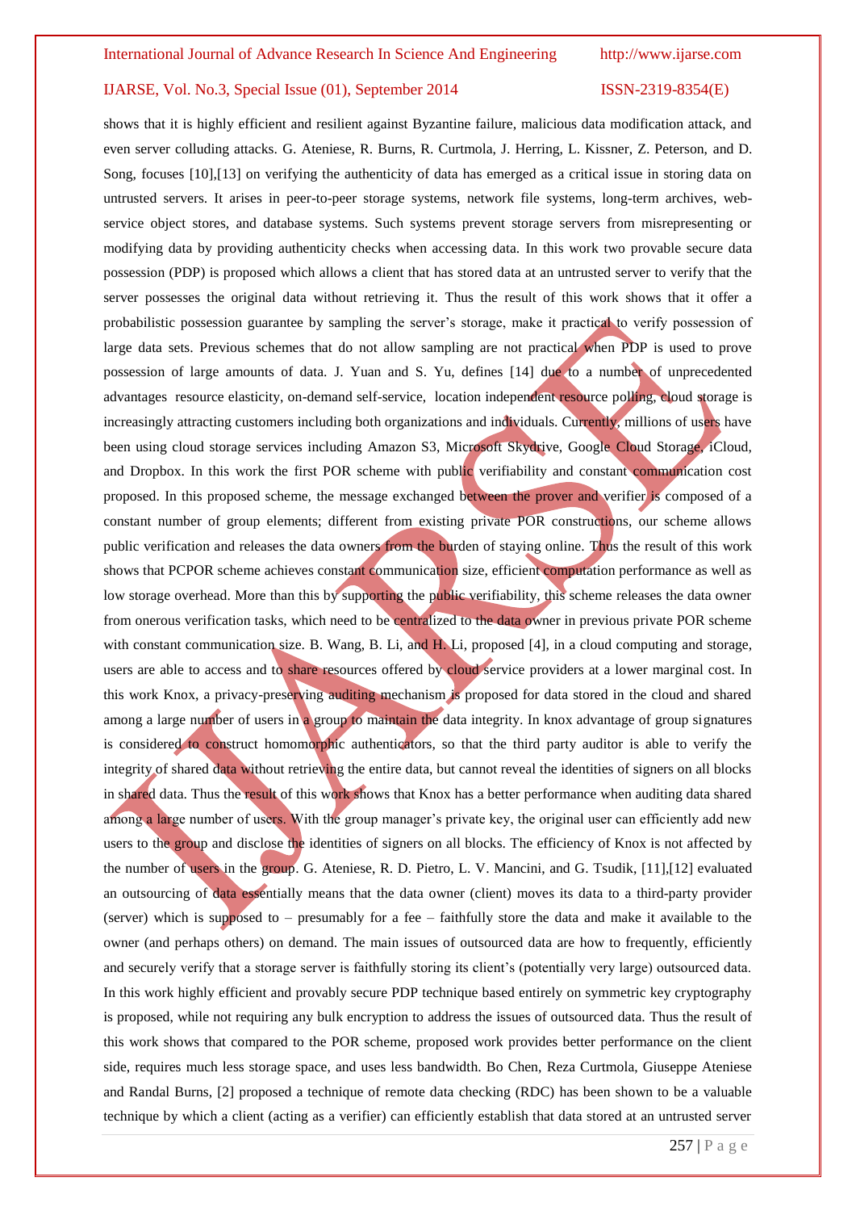shows that it is highly efficient and resilient against Byzantine failure, malicious data modification attack, and even server colluding attacks. G. Ateniese, R. Burns, R. Curtmola, J. Herring, L. Kissner, Z. Peterson, and D. Song, focuses [10],[13] on verifying the authenticity of data has emerged as a critical issue in storing data on untrusted servers. It arises in peer-to-peer storage systems, network file systems, long-term archives, web-service object stores, and database systems. Such systems prevent storage servers from misrepresenting or modifying data by providing authenticity checks when accessing data. In this work two provable secure data possession (PDP) is proposed which allows a client that has stored data at an untrusted server to verify that the server possesses the original data without retrieving it. Thus the result of this work shows that it offer a probabilistic possession guarantee by sampling the server's storage, make it practical to verify possession of large data sets. Previous schemes that do not allow sampling are not practical when PDP is used to prove possession of large amounts of data. J. Yuan and S. Yu, defines [14] due to a number of unprecedented advantages resource elasticity, on-demand self-service, location independent resource polling, cloud storage is increasingly attracting customers including both organizations and individuals. Currently, millions of users have been using cloud storage services including Amazon S3, Microsoft Skydrive, Google Cloud Storage, iCloud, and Dropbox. In this work the first POR scheme with public verifiability and constant communication cost proposed. In this proposed scheme, the message exchanged between the prover and verifier is composed of a constant number of group elements; different from existing private POR constructions, our scheme allows public verification and releases the data owners from the burden of staying online. Thus the result of this work shows that PCPOR scheme achieves constant communication size, efficient computation performance as well as low storage overhead. More than this by supporting the public verifiability, this scheme releases the data owner from onerous verification tasks, which need to be centralized to the data owner in previous private POR scheme with constant communication size. B. Wang, B. Li, and H. Li, proposed [4], in a cloud computing and storage, users are able to access and to share resources offered by cloud service providers at a lower marginal cost. In this work Knox, a privacy-preserving auditing mechanism is proposed for data stored in the cloud and shared among a large number of users in a group to maintain the data integrity. In knox advantage of group signatures is considered to construct homomorphic authenticators, so that the third party auditor is able to verify the integrity of shared data without retrieving the entire data, but cannot reveal the identities of signers on all blocks in shared data. Thus the result of this work shows that Knox has a better performance when auditing data shared among a large number of users. With the group manager's private key, the original user can efficiently add new users to the group and disclose the identities of signers on all blocks. The efficiency of Knox is not affected by the number of users in the group. G. Ateniese, R. D. Pietro, L. V. Mancini, and G. Tsudik, [11],[12] evaluated an outsourcing of data essentially means that the data owner (client) moves its data to a third-party provider (server) which is supposed to – presumably for a fee – faithfully store the data and make it available to the owner (and perhaps others) on demand. The main issues of outsourced data are how to frequently, efficiently and securely verify that a storage server is faithfully storing its client's (potentially very large) outsourced data. In this work highly efficient and provably secure PDP technique based entirely on symmetric key cryptography is proposed, while not requiring any bulk encryption to address the issues of outsourced data. Thus the result of this work shows that compared to the POR scheme, proposed work provides better performance on the client side, requires much less storage space, and uses less bandwidth. Bo Chen, Reza Curtmola, Giuseppe Ateniese and Randal Burns, [2] proposed a technique of remote data checking (RDC) has been shown to be a valuable technique by which a client (acting as a verifier) can efficiently establish that data stored at an untrusted server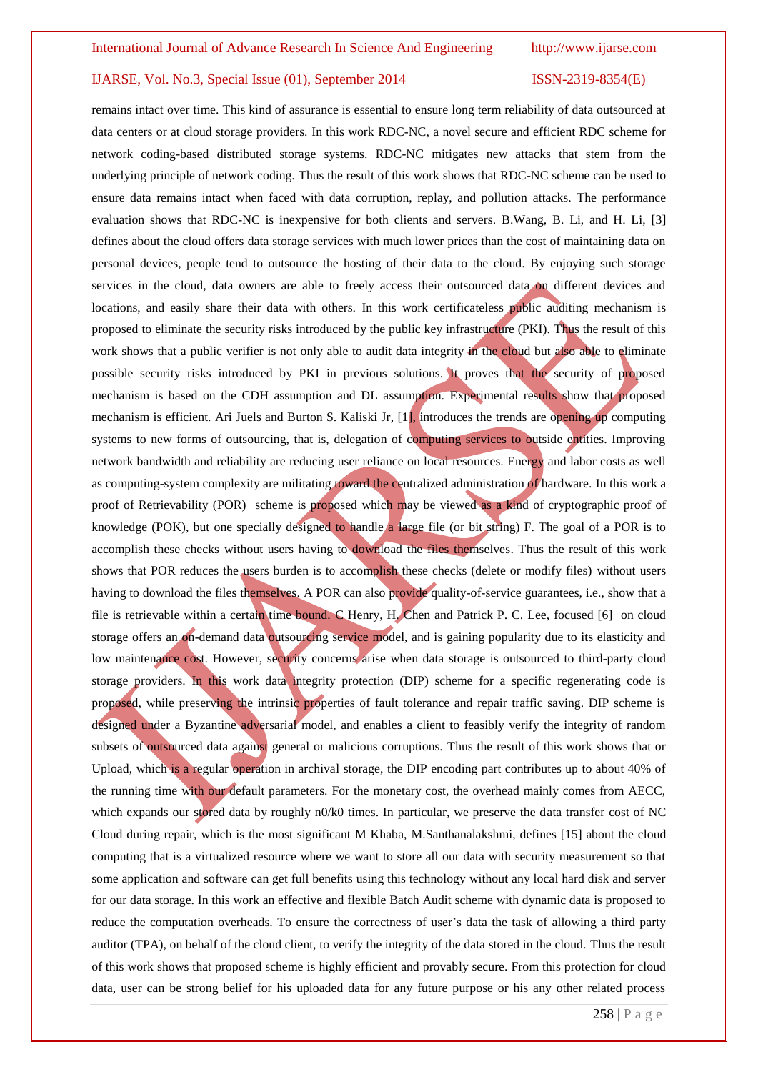remains intact over time. This kind of assurance is essential to ensure long term reliability of data outsourced at data centers or at cloud storage providers. In this work RDC-NC, a novel secure and efficient RDC scheme for network coding-based distributed storage systems. RDC-NC mitigates new attacks that stem from the underlying principle of network coding. Thus the result of this work shows that RDC-NC scheme can be used to ensure data remains intact when faced with data corruption, replay, and pollution attacks. The performance evaluation shows that RDC-NC is inexpensive for both clients and servers. B.Wang, B. Li, and H. Li, [3] defines about the cloud offers data storage services with much lower prices than the cost of maintaining data on personal devices, people tend to outsource the hosting of their data to the cloud. By enjoying such storage services in the cloud, data owners are able to freely access their outsourced data on different devices and locations, and easily share their data with others. In this work certificateless public auditing mechanism is proposed to eliminate the security risks introduced by the public key infrastructure (PKI). Thus the result of this work shows that a public verifier is not only able to audit data integrity in the cloud but also able to eliminate possible security risks introduced by PKI in previous solutions. It proves that the security of proposed mechanism is based on the CDH assumption and DL assumption. Experimental results show that proposed mechanism is efficient. Ari Juels and Burton S. Kaliski Jr, [1], introduces the trends are opening up computing systems to new forms of outsourcing, that is, delegation of computing services to outside entities. Improving network bandwidth and reliability are reducing user reliance on local resources. Energy and labor costs as well as computing-system complexity are militating toward the centralized administration of hardware. In this work a proof of Retrievability (POR) scheme is proposed which may be viewed as a kind of cryptographic proof of knowledge (POK), but one specially designed to handle a large file (or bit string) F. The goal of a POR is to accomplish these checks without users having to download the files themselves. Thus the result of this work shows that POR reduces the users burden is to accomplish these checks (delete or modify files) without users having to download the files themselves. A POR can also provide quality-of-service guarantees, i.e., show that a file is retrievable within a certain time bound. C Henry, H. Chen and Patrick P. C. Lee, focused [6] on cloud storage offers an on-demand data outsourcing service model, and is gaining popularity due to its elasticity and low maintenance cost. However, security concerns arise when data storage is outsourced to third-party cloud storage providers. In this work data integrity protection (DIP) scheme for a specific regenerating code is proposed, while preserving the intrinsic properties of fault tolerance and repair traffic saving. DIP scheme is designed under a Byzantine adversarial model, and enables a client to feasibly verify the integrity of random subsets of outsourced data against general or malicious corruptions. Thus the result of this work shows that or Upload, which is a regular operation in archival storage, the DIP encoding part contributes up to about 40% of the running time with our default parameters. For the monetary cost, the overhead mainly comes from AECC, which expands our stored data by roughly n0/k0 times. In particular, we preserve the data transfer cost of NC Cloud during repair, which is the most significant M Khaba, M.Santhanalakshmi, defines [15] about the cloud computing that is a virtualized resource where we want to store all our data with security measurement so that some application and software can get full benefits using this technology without any local hard disk and server for our data storage. In this work an effective and flexible Batch Audit scheme with dynamic data is proposed to reduce the computation overheads. To ensure the correctness of user's data the task of allowing a third party auditor (TPA), on behalf of the cloud client, to verify the integrity of the data stored in the cloud. Thus the result of this work shows that proposed scheme is highly efficient and provably secure. From this protection for cloud data, user can be strong belief for his uploaded data for any future purpose or his any other related process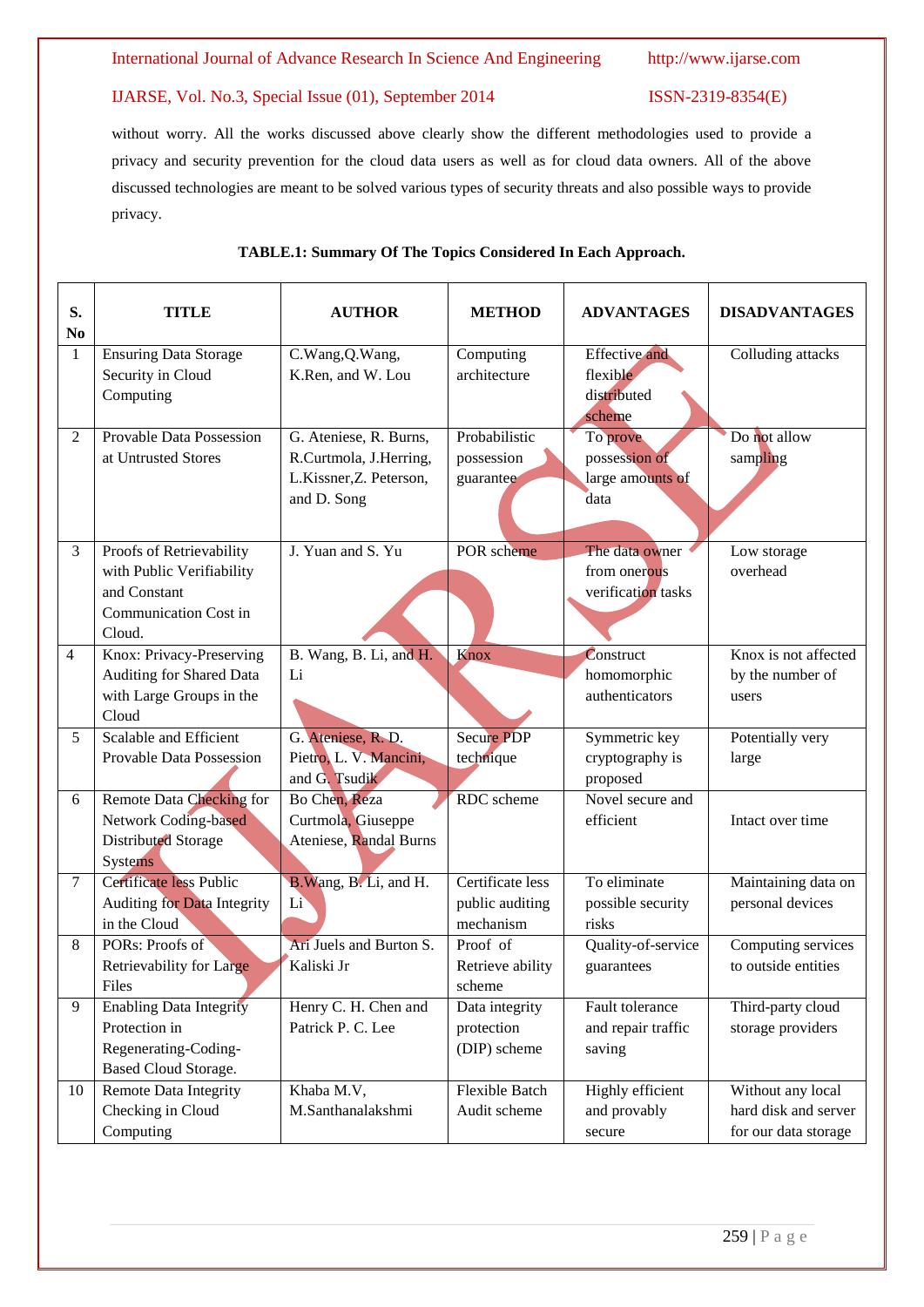without worry. All the works discussed above clearly show the different methodologies used to provide a privacy and security prevention for the cloud data users as well as for cloud data owners. All of the above discussed technologies are meant to be solved various types of security threats and also possible ways to provide privacy.

**TABLE.1: Summary Of The Topics Considered In Each Approach.**

| S. No | TITLE | AUTHOR | METHOD | ADVANTAGES | DISADVANTAGES |
|---|---|---|---|---|---|
| 1 | Ensuring Data Storage Security in Cloud Computing | C.Wang,Q.Wang, K.Ren, and W. Lou | Computing architecture | Effective and flexible distributed scheme | Colluding attacks |
| 2 | Provable Data Possession at Untrusted Stores | G. Ateniese, R. Burns, R.Curtmola, J.Herring, L.Kissner,Z. Peterson, and D. Song | Probabilistic possession guarantee | To prove possession of large amounts of data | Do not allow sampling |
| 3 | Proofs of Retrievability with Public Verifiability and Constant Communication Cost in Cloud. | J. Yuan and S. Yu | POR scheme | The data owner from onerous verification tasks | Low storage overhead |
| 4 | Knox: Privacy-Preserving Auditing for Shared Data with Large Groups in the Cloud | B. Wang, B. Li, and H. Li | Knox | Construct homomorphic authenticators | Knox is not affected by the number of users |
| 5 | Scalable and Efficient Provable Data Possession | G. Ateniese, R. D. Pietro, L. V. Mancini, and G. Tsudik | Secure PDP technique | Symmetric key cryptography is proposed | Potentially very large |
| 6 | Remote Data Checking for Network Coding-based Distributed Storage Systems | Bo Chen, Reza Curtmola, Giuseppe Ateniese, Randal Burns | RDC scheme | Novel secure and efficient | Intact over time |
| 7 | Certificate less Public Auditing for Data Integrity in the Cloud | B.Wang, B. Li, and H. Li | Certificate less public auditing mechanism | To eliminate possible security risks | Maintaining data on personal devices |
| 8 | PORs: Proofs of Retrievability for Large Files | Ari Juels and Burton S. Kaliski Jr | Proof of Retrieve ability scheme | Quality-of-service guarantees | Computing services to outside entities |
| 9 | Enabling Data Integrity Protection in Regenerating-Coding-Based Cloud Storage. | Henry C. H. Chen and Patrick P. C. Lee | Data integrity protection (DIP) scheme | Fault tolerance and repair traffic saving | Third-party cloud storage providers |
| 10 | Remote Data Integrity Checking in Cloud Computing | Khaba M.V, M.Santhanalakshmi | Flexible Batch Audit scheme | Highly efficient and provably secure | Without any local hard disk and server for our data storage |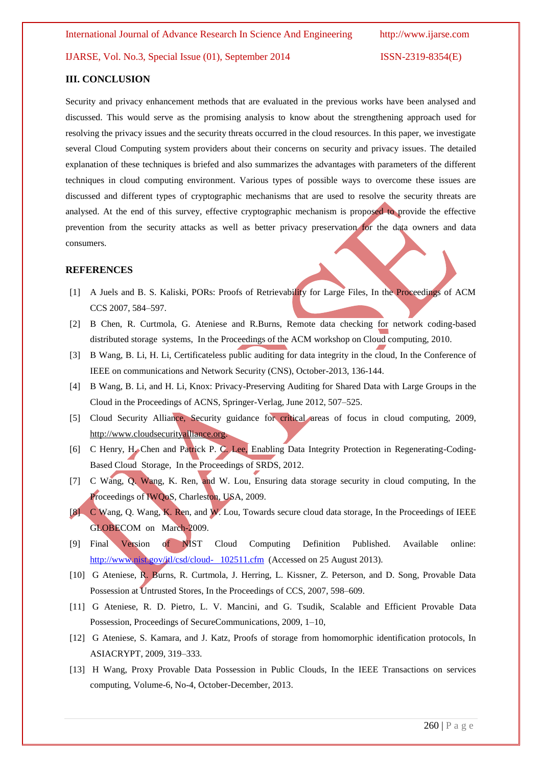### III. CONCLUSION

Security and privacy enhancement methods that are evaluated in the previous works have been analysed and discussed. This would serve as the promising analysis to know about the strengthening approach used for resolving the privacy issues and the security threats occurred in the cloud resources. In this paper, we investigate several Cloud Computing system providers about their concerns on security and privacy issues. The detailed explanation of these techniques is briefed and also summarizes the advantages with parameters of the different techniques in cloud computing environment. Various types of possible ways to overcome these issues are discussed and different types of cryptographic mechanisms that are used to resolve the security threats are analysed. At the end of this survey, effective cryptographic mechanism is proposed to provide the effective prevention from the security attacks as well as better privacy preservation for the data owners and data consumers.

### REFERENCES

[1] A Juels and B. S. Kaliski, PORs: Proofs of Retrievability for Large Files, In the Proceedings of ACM CCS 2007, 584–597.

[2] B Chen, R. Curtmola, G. Ateniese and R.Burns, Remote data checking for network coding-based distributed storage systems, In the Proceedings of the ACM workshop on Cloud computing, 2010.

[3] B Wang, B. Li, H. Li, Certificateless public auditing for data integrity in the cloud, In the Conference of IEEE on communications and Network Security (CNS), October-2013, 136-144.

[4] B Wang, B. Li, and H. Li, Knox: Privacy-Preserving Auditing for Shared Data with Large Groups in the Cloud in the Proceedings of ACNS, Springer-Verlag, June 2012, 507–525.

[5] Cloud Security Alliance, Security guidance for critical areas of focus in cloud computing, 2009, http://www.cloudsecurityalliance.org.

[6] C Henry, H. Chen and Patrick P. C. Lee, Enabling Data Integrity Protection in Regenerating-Coding-Based Cloud Storage, In the Proceedings of SRDS, 2012.

[7] C Wang, Q. Wang, K. Ren, and W. Lou, Ensuring data storage security in cloud computing, In the Proceedings of IWQoS, Charleston, USA, 2009.

[8] C Wang, Q. Wang, K. Ren, and W. Lou, Towards secure cloud data storage, In the Proceedings of IEEE GLOBECOM on March-2009.

[9] Final Version of NIST Cloud Computing Definition Published. Available online: http://www.nist.gov/itl/csd/cloud- 102511.cfm (Accessed on 25 August 2013).

[10] G Ateniese, R. Burns, R. Curtmola, J. Herring, L. Kissner, Z. Peterson, and D. Song, Provable Data Possession at Untrusted Stores, In the Proceedings of CCS, 2007, 598–609.

[11] G Ateniese, R. D. Pietro, L. V. Mancini, and G. Tsudik, Scalable and Efficient Provable Data Possession, Proceedings of SecureCommunications, 2009, 1–10,

[12] G Ateniese, S. Kamara, and J. Katz, Proofs of storage from homomorphic identification protocols, In ASIACRYPT, 2009, 319–333.

[13] H Wang, Proxy Provable Data Possession in Public Clouds, In the IEEE Transactions on services computing, Volume-6, No-4, October-December, 2013.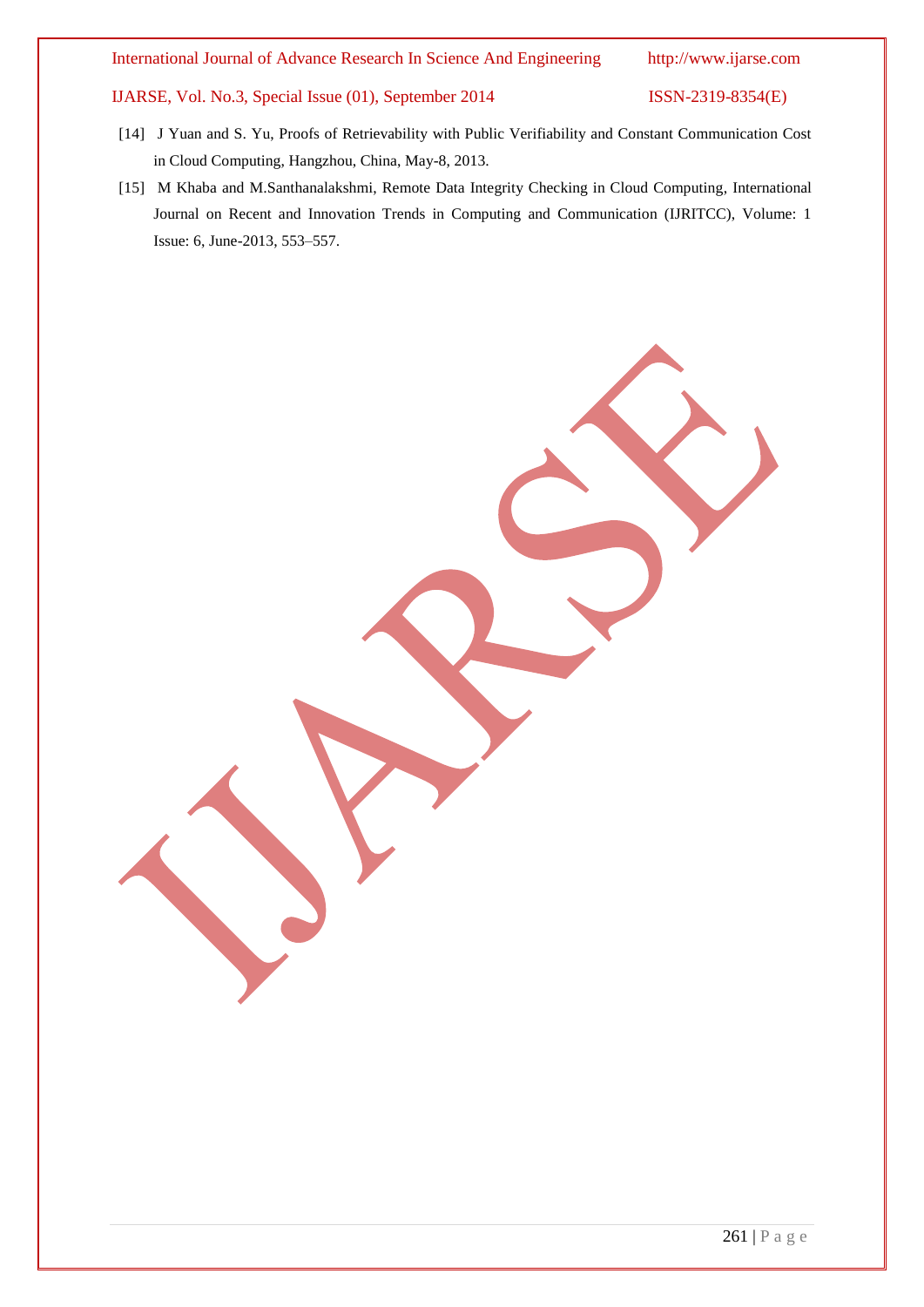[14] J Yuan and S. Yu, Proofs of Retrievability with Public Verifiability and Constant Communication Cost in Cloud Computing, Hangzhou, China, May-8, 2013.

[15] M Khaba and M.Santhanalakshmi, Remote Data Integrity Checking in Cloud Computing, International Journal on Recent and Innovation Trends in Computing and Communication (IJRITCC), Volume: 1 Issue: 6, June-2013, 553–557.